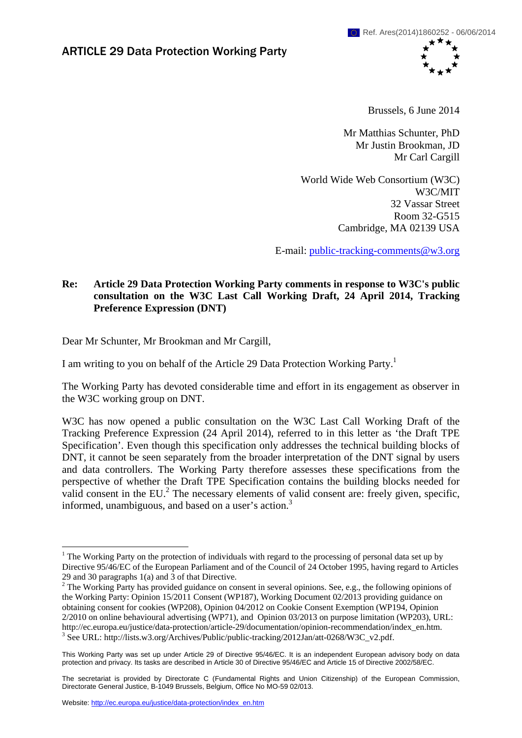Ref. Ares(2014)1860252 - 06/06/2014

# ARTICLE 29 Data Protection Working Party

Brussels, 6 June 2014

Mr Matthias Schunter, PhD
Mr Justin Brookman, JD
Mr Carl Cargill

World Wide Web Consortium (W3C)
W3C/MIT
32 Vassar Street
Room 32-G515
Cambridge, MA 02139 USA

E-mail: public-tracking-comments@w3.org

**Re: Article 29 Data Protection Working Party comments in response to W3C's public consultation on the W3C Last Call Working Draft, 24 April 2014, Tracking Preference Expression (DNT)**

Dear Mr Schunter, Mr Brookman and Mr Cargill,

I am writing to you on behalf of the Article 29 Data Protection Working Party.[1]

The Working Party has devoted considerable time and effort in its engagement as observer in the W3C working group on DNT.

W3C has now opened a public consultation on the W3C Last Call Working Draft of the Tracking Preference Expression (24 April 2014), referred to in this letter as 'the Draft TPE Specification'. Even though this specification only addresses the technical building blocks of DNT, it cannot be seen separately from the broader interpretation of the DNT signal by users and data controllers. The Working Party therefore assesses these specifications from the perspective of whether the Draft TPE Specification contains the building blocks needed for valid consent in the EU.[2] The necessary elements of valid consent are: freely given, specific, informed, unambiguous, and based on a user's action.[3]

---

[1] The Working Party on the protection of individuals with regard to the processing of personal data set up by Directive 95/46/EC of the European Parliament and of the Council of 24 October 1995, having regard to Articles 29 and 30 paragraphs 1(a) and 3 of that Directive.

[2] The Working Party has provided guidance on consent in several opinions. See, e.g., the following opinions of the Working Party: Opinion 15/2011 Consent (WP187), Working Document 02/2013 providing guidance on obtaining consent for cookies (WP208), Opinion 04/2012 on Cookie Consent Exemption (WP194, Opinion 2/2010 on online behavioural advertising (WP71), and Opinion 03/2013 on purpose limitation (WP203), URL: http://ec.europa.eu/justice/data-protection/article-29/documentation/opinion-recommendation/index_en.htm.

[3] See URL: http://lists.w3.org/Archives/Public/public-tracking/2012Jan/att-0268/W3C_v2.pdf.

This Working Party was set up under Article 29 of Directive 95/46/EC. It is an independent European advisory body on data protection and privacy. Its tasks are described in Article 30 of Directive 95/46/EC and Article 15 of Directive 2002/58/EC.

The secretariat is provided by Directorate C (Fundamental Rights and Union Citizenship) of the European Commission, Directorate General Justice, B-1049 Brussels, Belgium, Office No MO-59 02/013.

Website: http://ec.europa.eu/justice/data-protection/index_en.htm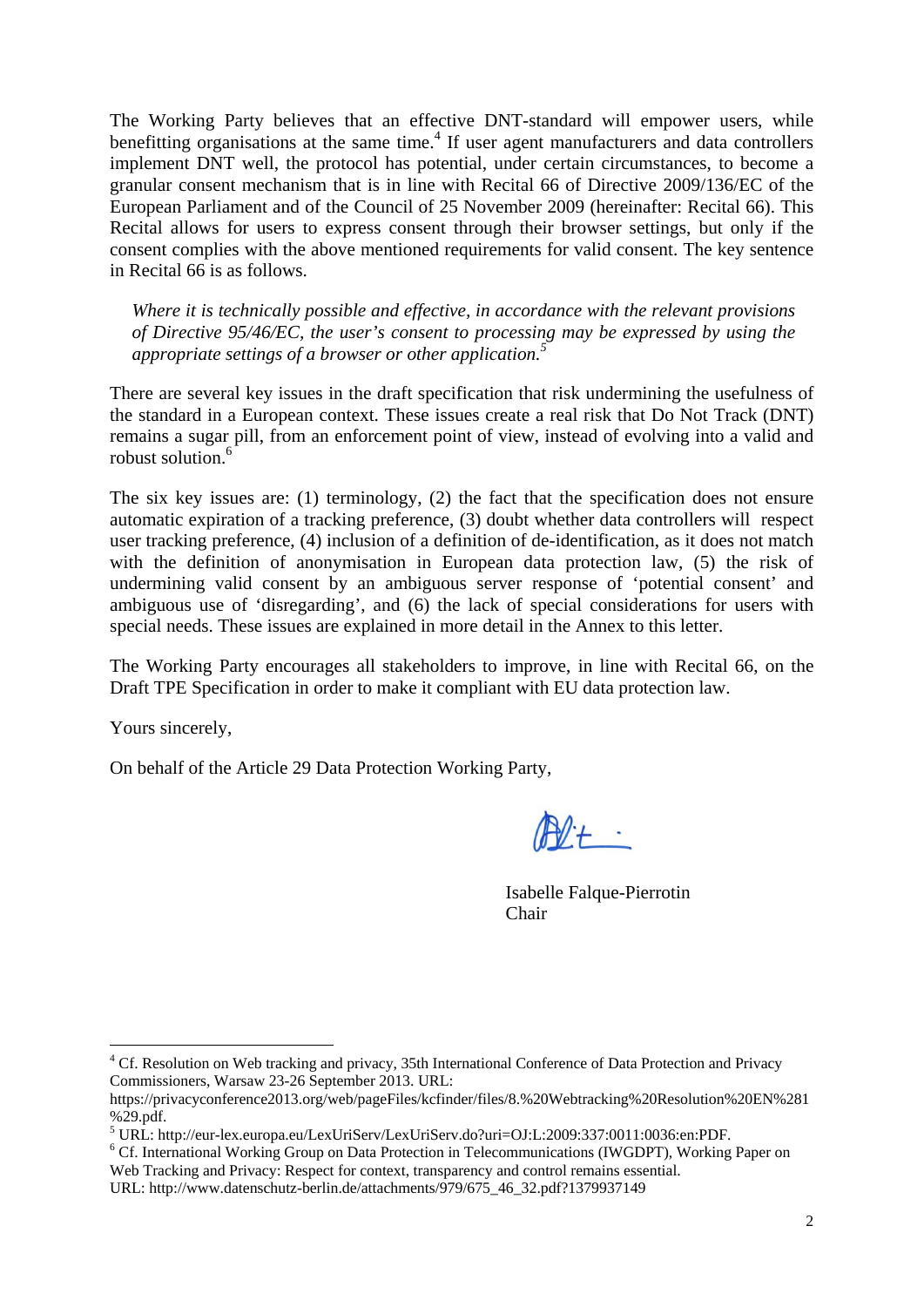The Working Party believes that an effective DNT-standard will empower users, while benefitting organisations at the same time.[4] If user agent manufacturers and data controllers implement DNT well, the protocol has potential, under certain circumstances, to become a granular consent mechanism that is in line with Recital 66 of Directive 2009/136/EC of the European Parliament and of the Council of 25 November 2009 (hereinafter: Recital 66). This Recital allows for users to express consent through their browser settings, but only if the consent complies with the above mentioned requirements for valid consent. The key sentence in Recital 66 is as follows.

> *Where it is technically possible and effective, in accordance with the relevant provisions of Directive 95/46/EC, the user's consent to processing may be expressed by using the appropriate settings of a browser or other application.*[5]

There are several key issues in the draft specification that risk undermining the usefulness of the standard in a European context. These issues create a real risk that Do Not Track (DNT) remains a sugar pill, from an enforcement point of view, instead of evolving into a valid and robust solution.[6]

The six key issues are: (1) terminology, (2) the fact that the specification does not ensure automatic expiration of a tracking preference, (3) doubt whether data controllers will respect user tracking preference, (4) inclusion of a definition of de-identification, as it does not match with the definition of anonymisation in European data protection law, (5) the risk of undermining valid consent by an ambiguous server response of 'potential consent' and ambiguous use of 'disregarding', and (6) the lack of special considerations for users with special needs. These issues are explained in more detail in the Annex to this letter.

The Working Party encourages all stakeholders to improve, in line with Recital 66, on the Draft TPE Specification in order to make it compliant with EU data protection law.

Yours sincerely,

On behalf of the Article 29 Data Protection Working Party,

Isabelle Falque-Pierrotin
Chair

---

[4] Cf. Resolution on Web tracking and privacy, 35th International Conference of Data Protection and Privacy Commissioners, Warsaw 23-26 September 2013. URL: https://privacyconference2013.org/web/pageFiles/kcfinder/files/8.%20Webtracking%20Resolution%20EN%281%29.pdf.

[5] URL: http://eur-lex.europa.eu/LexUriServ/LexUriServ.do?uri=OJ:L:2009:337:0011:0036:en:PDF.

[6] Cf. International Working Group on Data Protection in Telecommunications (IWGDPT), Working Paper on Web Tracking and Privacy: Respect for context, transparency and control remains essential. URL: http://www.datenschutz-berlin.de/attachments/979/675_46_32.pdf?1379937149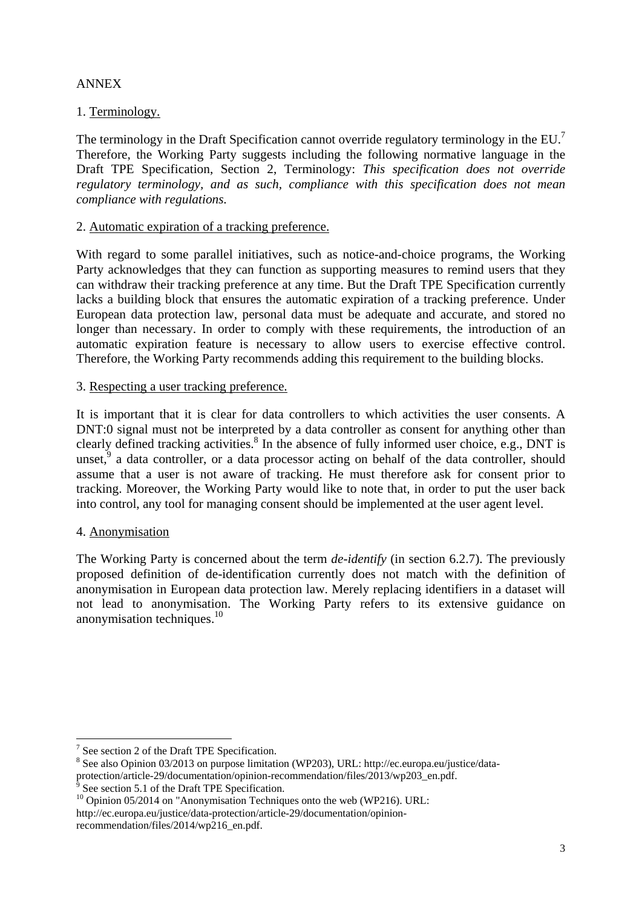ANNEX

1. <u>Terminology.</u>

The terminology in the Draft Specification cannot override regulatory terminology in the EU.[7] Therefore, the Working Party suggests including the following normative language in the Draft TPE Specification, Section 2, Terminology: *This specification does not override regulatory terminology, and as such, compliance with this specification does not mean compliance with regulations.*

2. <u>Automatic expiration of a tracking preference.</u>

With regard to some parallel initiatives, such as notice-and-choice programs, the Working Party acknowledges that they can function as supporting measures to remind users that they can withdraw their tracking preference at any time. But the Draft TPE Specification currently lacks a building block that ensures the automatic expiration of a tracking preference. Under European data protection law, personal data must be adequate and accurate, and stored no longer than necessary. In order to comply with these requirements, the introduction of an automatic expiration feature is necessary to allow users to exercise effective control. Therefore, the Working Party recommends adding this requirement to the building blocks.

3. <u>Respecting a user tracking preference.</u>

It is important that it is clear for data controllers to which activities the user consents. A DNT:0 signal must not be interpreted by a data controller as consent for anything other than clearly defined tracking activities.[8] In the absence of fully informed user choice, e.g., DNT is unset,[9] a data controller, or a data processor acting on behalf of the data controller, should assume that a user is not aware of tracking. He must therefore ask for consent prior to tracking. Moreover, the Working Party would like to note that, in order to put the user back into control, any tool for managing consent should be implemented at the user agent level.

4. <u>Anonymisation</u>

The Working Party is concerned about the term *de-identify* (in section 6.2.7). The previously proposed definition of de-identification currently does not match with the definition of anonymisation in European data protection law. Merely replacing identifiers in a dataset will not lead to anonymisation. The Working Party refers to its extensive guidance on anonymisation techniques.[10]

---

[7] See section 2 of the Draft TPE Specification.

[8] See also Opinion 03/2013 on purpose limitation (WP203), URL: http://ec.europa.eu/justice/data-protection/article-29/documentation/opinion-recommendation/files/2013/wp203_en.pdf.

[9] See section 5.1 of the Draft TPE Specification.

[10] Opinion 05/2014 on "Anonymisation Techniques onto the web (WP216). URL: http://ec.europa.eu/justice/data-protection/article-29/documentation/opinion-recommendation/files/2014/wp216_en.pdf.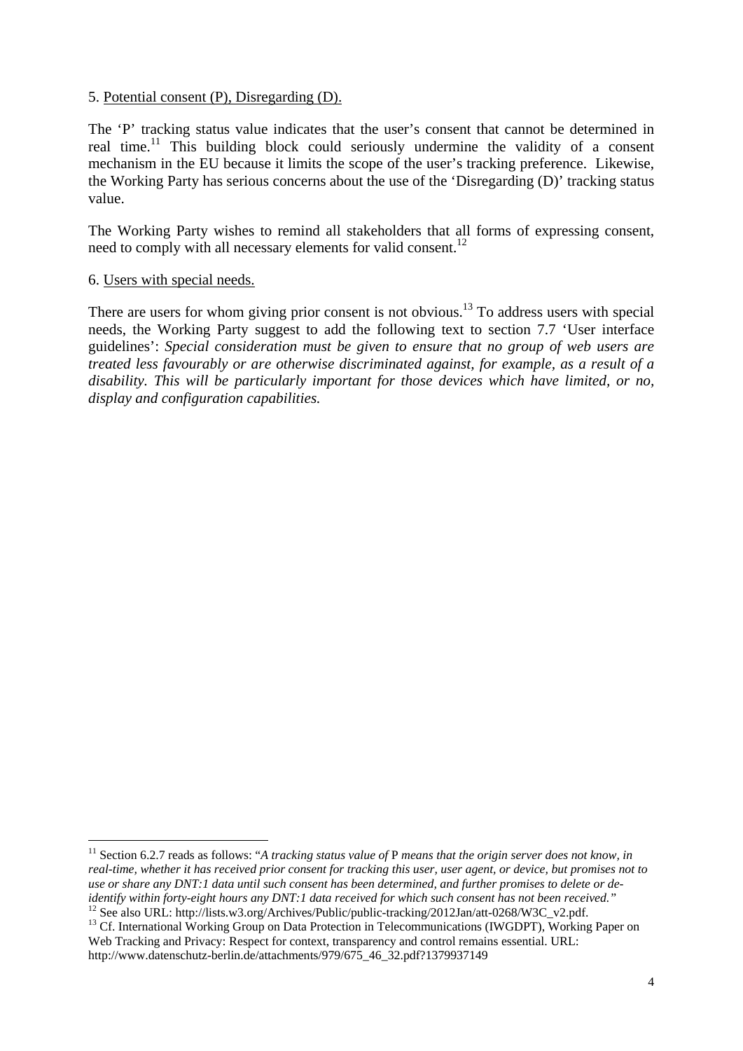5. Potential consent (P), Disregarding (D).

The 'P' tracking status value indicates that the user's consent that cannot be determined in real time.[11] This building block could seriously undermine the validity of a consent mechanism in the EU because it limits the scope of the user's tracking preference. Likewise, the Working Party has serious concerns about the use of the 'Disregarding (D)' tracking status value.

The Working Party wishes to remind all stakeholders that all forms of expressing consent, need to comply with all necessary elements for valid consent.[12]

6. Users with special needs.

There are users for whom giving prior consent is not obvious.[13] To address users with special needs, the Working Party suggest to add the following text to section 7.7 'User interface guidelines': *Special consideration must be given to ensure that no group of web users are treated less favourably or are otherwise discriminated against, for example, as a result of a disability. This will be particularly important for those devices which have limited, or no, display and configuration capabilities.*

---

[11] Section 6.2.7 reads as follows: "*A tracking status value of* P *means that the origin server does not know, in real-time, whether it has received prior consent for tracking this user, user agent, or device, but promises not to use or share any DNT:1 data until such consent has been determined, and further promises to delete or de-identify within forty-eight hours any DNT:1 data received for which such consent has not been received.*"

[12] See also URL: http://lists.w3.org/Archives/Public/public-tracking/2012Jan/att-0268/W3C_v2.pdf.

[13] Cf. International Working Group on Data Protection in Telecommunications (IWGDPT), Working Paper on Web Tracking and Privacy: Respect for context, transparency and control remains essential. URL: http://www.datenschutz-berlin.de/attachments/979/675_46_32.pdf?1379937149